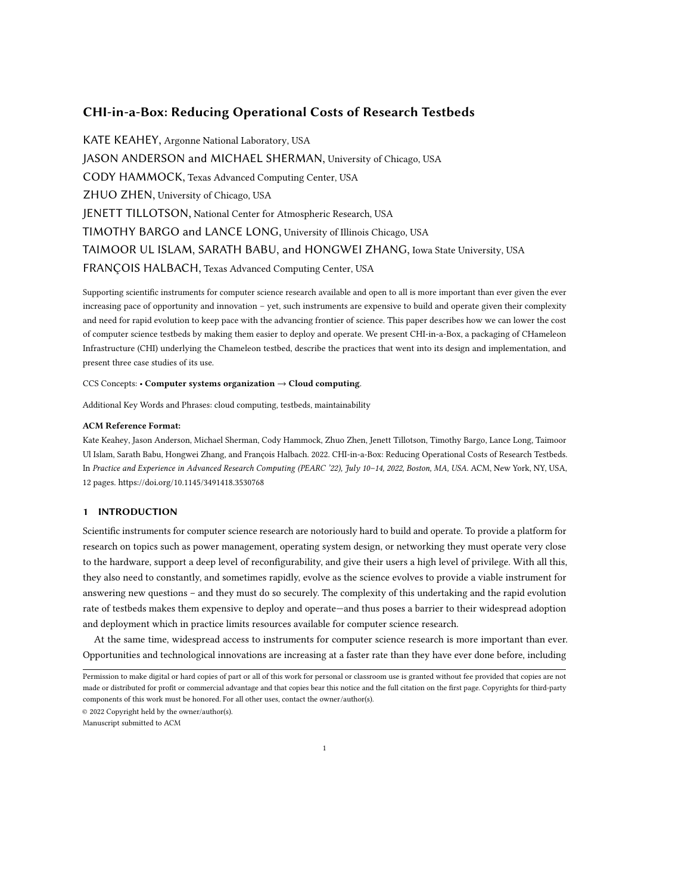# CHI-in-a-Box: Reducing Operational Costs of Research Testbeds

KATE KEAHEY, Argonne National Laboratory, USA

JASON ANDERSON and MICHAEL SHERMAN, University of Chicago, USA

CODY HAMMOCK, Texas Advanced Computing Center, USA

ZHUO ZHEN, University of Chicago, USA

JENETT TILLOTSON, National Center for Atmospheric Research, USA

TIMOTHY BARGO and LANCE LONG, University of Illinois Chicago, USA

TAIMOOR UL ISLAM, SARATH BABU, and HONGWEI ZHANG, Iowa State University, USA

FRANÇOIS HALBACH, Texas Advanced Computing Center, USA

Supporting scientific instruments for computer science research available and open to all is more important than ever given the ever increasing pace of opportunity and innovation – yet, such instruments are expensive to build and operate given their complexity and need for rapid evolution to keep pace with the advancing frontier of science. This paper describes how we can lower the cost of computer science testbeds by making them easier to deploy and operate. We present CHI-in-a-Box, a packaging of CHameleon Infrastructure (CHI) underlying the Chameleon testbed, describe the practices that went into its design and implementation, and present three case studies of its use.

CCS Concepts: • **Computer systems organization → Cloud computing**.

Additional Key Words and Phrases: cloud computing, testbeds, maintainability

**ACM Reference Format:**

Kate Keahey, Jason Anderson, Michael Sherman, Cody Hammock, Zhuo Zhen, Jenett Tillotson, Timothy Bargo, Lance Long, Taimoor Ul Islam, Sarath Babu, Hongwei Zhang, and François Halbach. 2022. CHI-in-a-Box: Reducing Operational Costs of Research Testbeds. In *Practice and Experience in Advanced Research Computing (PEARC '22), July 10–14, 2022, Boston, MA, USA.* ACM, New York, NY, USA, 12 pages. https://doi.org/10.1145/3491418.3530768

## 1 INTRODUCTION

Scientific instruments for computer science research are notoriously hard to build and operate. To provide a platform for research on topics such as power management, operating system design, or networking they must operate very close to the hardware, support a deep level of reconfigurability, and give their users a high level of privilege. With all this, they also need to constantly, and sometimes rapidly, evolve as the science evolves to provide a viable instrument for answering new questions – and they must do so securely. The complexity of this undertaking and the rapid evolution rate of testbeds makes them expensive to deploy and operate—and thus poses a barrier to their widespread adoption and deployment which in practice limits resources available for computer science research.

At the same time, widespread access to instruments for computer science research is more important than ever. Opportunities and technological innovations are increasing at a faster rate than they have ever done before, including

---

Permission to make digital or hard copies of part or all of this work for personal or classroom use is granted without fee provided that copies are not made or distributed for profit or commercial advantage and that copies bear this notice and the full citation on the first page. Copyrights for third-party components of this work must be honored. For all other uses, contact the owner/author(s).

© 2022 Copyright held by the owner/author(s).

Manuscript submitted to ACM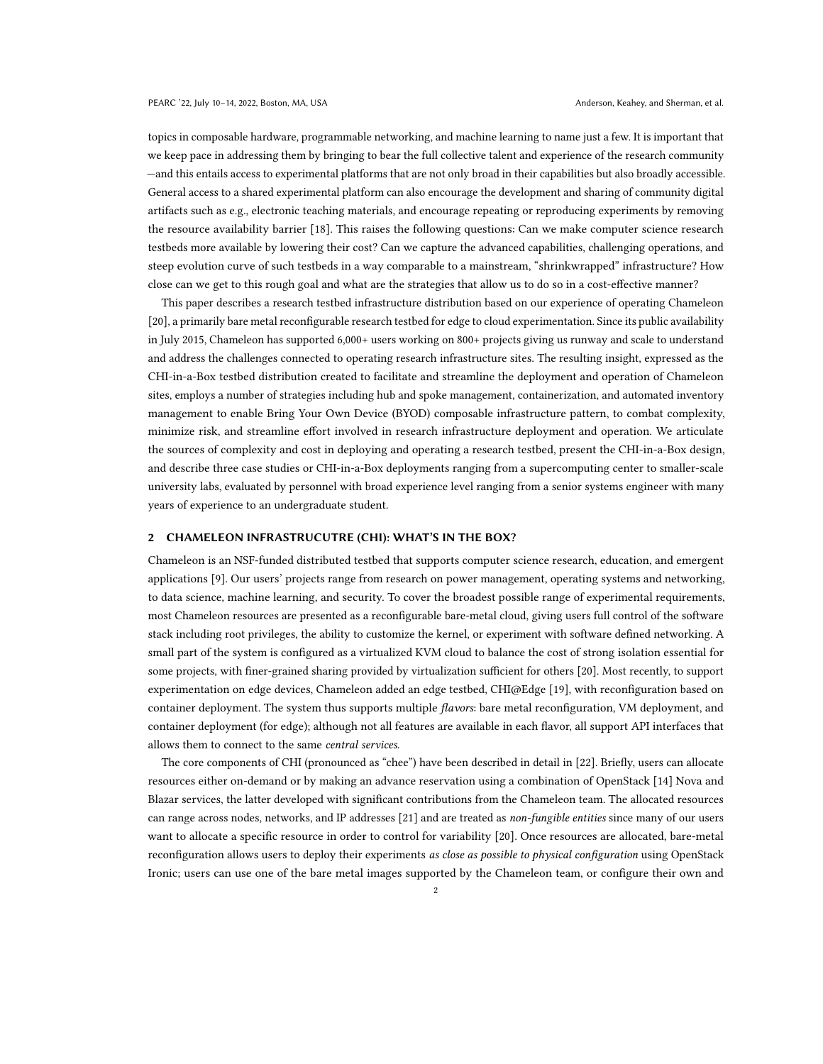topics in composable hardware, programmable networking, and machine learning to name just a few. It is important that we keep pace in addressing them by bringing to bear the full collective talent and experience of the research community —and this entails access to experimental platforms that are not only broad in their capabilities but also broadly accessible. General access to a shared experimental platform can also encourage the development and sharing of community digital artifacts such as e.g., electronic teaching materials, and encourage repeating or reproducing experiments by removing the resource availability barrier [18]. This raises the following questions: Can we make computer science research testbeds more available by lowering their cost? Can we capture the advanced capabilities, challenging operations, and steep evolution curve of such testbeds in a way comparable to a mainstream, "shrinkwrapped" infrastructure? How close can we get to this rough goal and what are the strategies that allow us to do so in a cost-effective manner?

This paper describes a research testbed infrastructure distribution based on our experience of operating Chameleon [20], a primarily bare metal reconfigurable research testbed for edge to cloud experimentation. Since its public availability in July 2015, Chameleon has supported 6,000+ users working on 800+ projects giving us runway and scale to understand and address the challenges connected to operating research infrastructure sites. The resulting insight, expressed as the CHI-in-a-Box testbed distribution created to facilitate and streamline the deployment and operation of Chameleon sites, employs a number of strategies including hub and spoke management, containerization, and automated inventory management to enable Bring Your Own Device (BYOD) composable infrastructure pattern, to combat complexity, minimize risk, and streamline effort involved in research infrastructure deployment and operation. We articulate the sources of complexity and cost in deploying and operating a research testbed, present the CHI-in-a-Box design, and describe three case studies or CHI-in-a-Box deployments ranging from a supercomputing center to smaller-scale university labs, evaluated by personnel with broad experience level ranging from a senior systems engineer with many years of experience to an undergraduate student.

## 2 CHAMELEON INFRASTRUCUTRE (CHI): WHAT'S IN THE BOX?

Chameleon is an NSF-funded distributed testbed that supports computer science research, education, and emergent applications [9]. Our users' projects range from research on power management, operating systems and networking, to data science, machine learning, and security. To cover the broadest possible range of experimental requirements, most Chameleon resources are presented as a reconfigurable bare-metal cloud, giving users full control of the software stack including root privileges, the ability to customize the kernel, or experiment with software defined networking. A small part of the system is configured as a virtualized KVM cloud to balance the cost of strong isolation essential for some projects, with finer-grained sharing provided by virtualization sufficient for others [20]. Most recently, to support experimentation on edge devices, Chameleon added an edge testbed, CHI@Edge [19], with reconfiguration based on container deployment. The system thus supports multiple *flavors*: bare metal reconfiguration, VM deployment, and container deployment (for edge); although not all features are available in each flavor, all support API interfaces that allows them to connect to the same *central services*.

The core components of CHI (pronounced as "chee") have been described in detail in [22]. Briefly, users can allocate resources either on-demand or by making an advance reservation using a combination of OpenStack [14] Nova and Blazar services, the latter developed with significant contributions from the Chameleon team. The allocated resources can range across nodes, networks, and IP addresses [21] and are treated as *non-fungible entities* since many of our users want to allocate a specific resource in order to control for variability [20]. Once resources are allocated, bare-metal reconfiguration allows users to deploy their experiments *as close as possible to physical configuration* using OpenStack Ironic; users can use one of the bare metal images supported by the Chameleon team, or configure their own and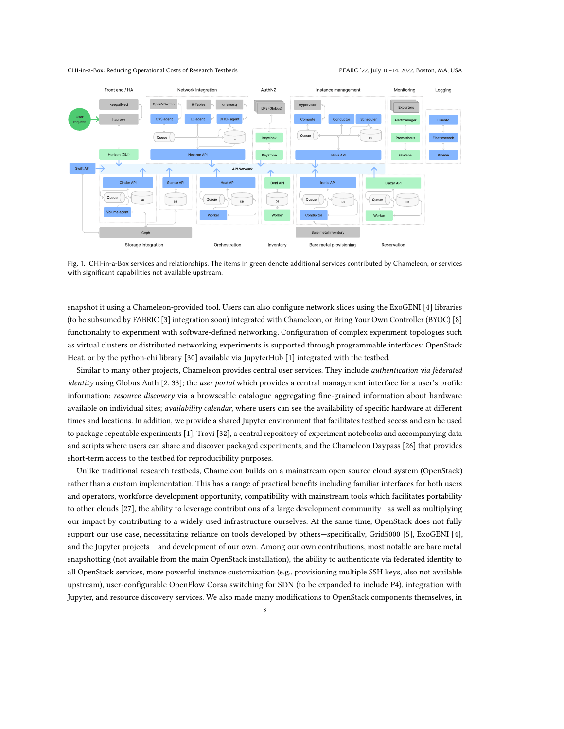Fig. 1. CHI-in-a-Box services and relationships. The items in green denote additional services contributed by Chameleon, or services with significant capabilities not available upstream.

snapshot it using a Chameleon-provided tool. Users can also configure network slices using the ExoGENI [4] libraries (to be subsumed by FABRIC [3] integration soon) integrated with Chameleon, or Bring Your Own Controller (BYOC) [8] functionality to experiment with software-defined networking. Configuration of complex experiment topologies such as virtual clusters or distributed networking experiments is supported through programmable interfaces: OpenStack Heat, or by the python-chi library [30] available via JupyterHub [1] integrated with the testbed.

Similar to many other projects, Chameleon provides central user services. They include *authentication via federated identity* using Globus Auth [2, 33]; the *user portal* which provides a central management interface for a user's profile information; *resource discovery* via a browseable catalogue aggregating fine-grained information about hardware available on individual sites; *availability calendar*, where users can see the availability of specific hardware at different times and locations. In addition, we provide a shared Jupyter environment that facilitates testbed access and can be used to package repeatable experiments [1], Trovi [32], a central repository of experiment notebooks and accompanying data and scripts where users can share and discover packaged experiments, and the Chameleon Daypass [26] that provides short-term access to the testbed for reproducibility purposes.

Unlike traditional research testbeds, Chameleon builds on a mainstream open source cloud system (OpenStack) rather than a custom implementation. This has a range of practical benefits including familiar interfaces for both users and operators, workforce development opportunity, compatibility with mainstream tools which facilitates portability to other clouds [27], the ability to leverage contributions of a large development community—as well as multiplying our impact by contributing to a widely used infrastructure ourselves. At the same time, OpenStack does not fully support our use case, necessitating reliance on tools developed by others—specifically, Grid5000 [5], ExoGENI [4], and the Jupyter projects – and development of our own. Among our own contributions, most notable are bare metal snapshotting (not available from the main OpenStack installation), the ability to authenticate via federated identity to all OpenStack services, more powerful instance customization (e.g., provisioning multiple SSH keys, also not available upstream), user-configurable OpenFlow Corsa switching for SDN (to be expanded to include P4), integration with Jupyter, and resource discovery services. We also made many modifications to OpenStack components themselves, in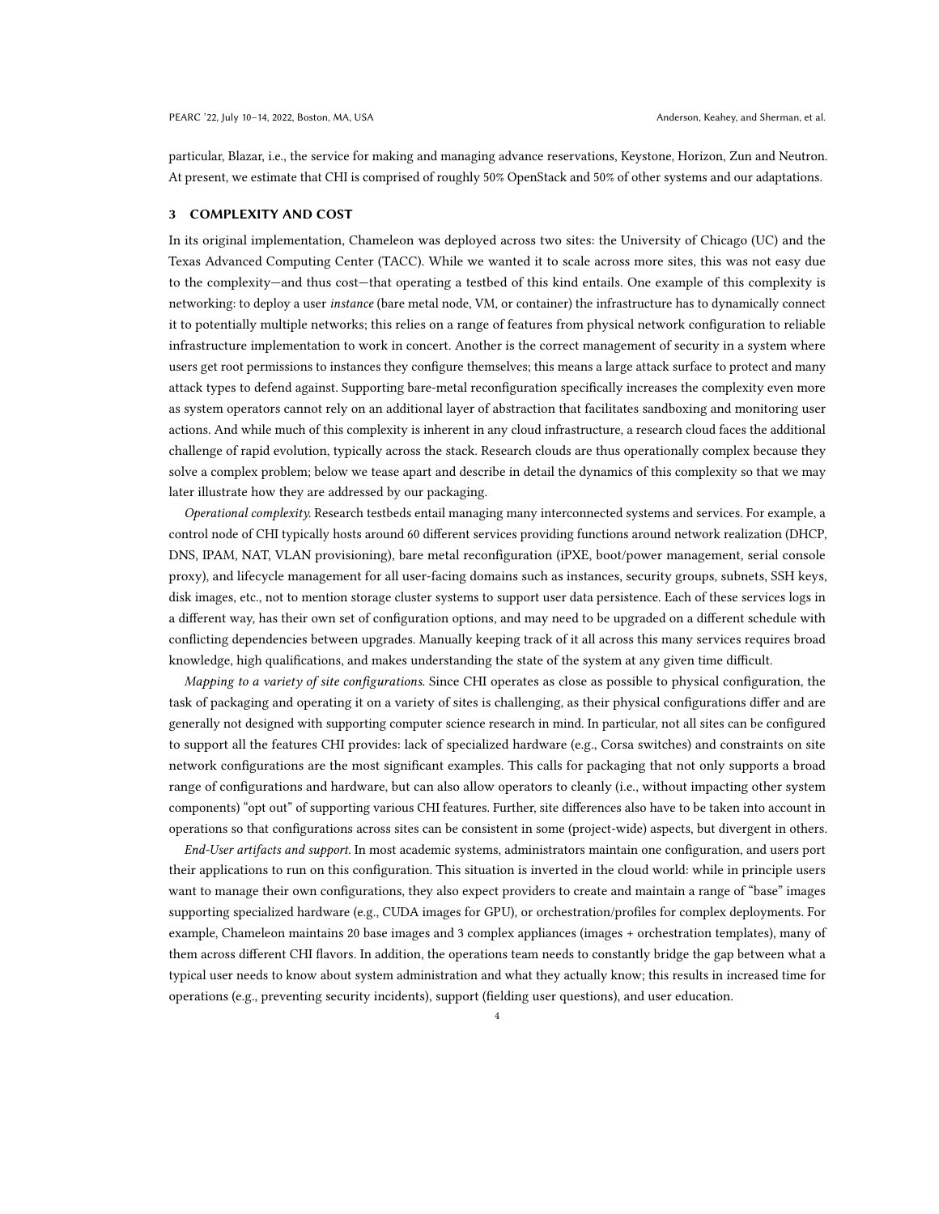particular, Blazar, i.e., the service for making and managing advance reservations, Keystone, Horizon, Zun and Neutron. At present, we estimate that CHI is comprised of roughly 50% OpenStack and 50% of other systems and our adaptations.

## 3 COMPLEXITY AND COST

In its original implementation, Chameleon was deployed across two sites: the University of Chicago (UC) and the Texas Advanced Computing Center (TACC). While we wanted it to scale across more sites, this was not easy due to the complexity—and thus cost—that operating a testbed of this kind entails. One example of this complexity is networking: to deploy a user *instance* (bare metal node, VM, or container) the infrastructure has to dynamically connect it to potentially multiple networks; this relies on a range of features from physical network configuration to reliable infrastructure implementation to work in concert. Another is the correct management of security in a system where users get root permissions to instances they configure themselves; this means a large attack surface to protect and many attack types to defend against. Supporting bare-metal reconfiguration specifically increases the complexity even more as system operators cannot rely on an additional layer of abstraction that facilitates sandboxing and monitoring user actions. And while much of this complexity is inherent in any cloud infrastructure, a research cloud faces the additional challenge of rapid evolution, typically across the stack. Research clouds are thus operationally complex because they solve a complex problem; below we tease apart and describe in detail the dynamics of this complexity so that we may later illustrate how they are addressed by our packaging.

*Operational complexity.* Research testbeds entail managing many interconnected systems and services. For example, a control node of CHI typically hosts around 60 different services providing functions around network realization (DHCP, DNS, IPAM, NAT, VLAN provisioning), bare metal reconfiguration (iPXE, boot/power management, serial console proxy), and lifecycle management for all user-facing domains such as instances, security groups, subnets, SSH keys, disk images, etc., not to mention storage cluster systems to support user data persistence. Each of these services logs in a different way, has their own set of configuration options, and may need to be upgraded on a different schedule with conflicting dependencies between upgrades. Manually keeping track of it all across this many services requires broad knowledge, high qualifications, and makes understanding the state of the system at any given time difficult.

*Mapping to a variety of site configurations.* Since CHI operates as close as possible to physical configuration, the task of packaging and operating it on a variety of sites is challenging, as their physical configurations differ and are generally not designed with supporting computer science research in mind. In particular, not all sites can be configured to support all the features CHI provides: lack of specialized hardware (e.g., Corsa switches) and constraints on site network configurations are the most significant examples. This calls for packaging that not only supports a broad range of configurations and hardware, but can also allow operators to cleanly (i.e., without impacting other system components) "opt out" of supporting various CHI features. Further, site differences also have to be taken into account in operations so that configurations across sites can be consistent in some (project-wide) aspects, but divergent in others.

*End-User artifacts and support.* In most academic systems, administrators maintain one configuration, and users port their applications to run on this configuration. This situation is inverted in the cloud world: while in principle users want to manage their own configurations, they also expect providers to create and maintain a range of "base" images supporting specialized hardware (e.g., CUDA images for GPU), or orchestration/profiles for complex deployments. For example, Chameleon maintains 20 base images and 3 complex appliances (images + orchestration templates), many of them across different CHI flavors. In addition, the operations team needs to constantly bridge the gap between what a typical user needs to know about system administration and what they actually know; this results in increased time for operations (e.g., preventing security incidents), support (fielding user questions), and user education.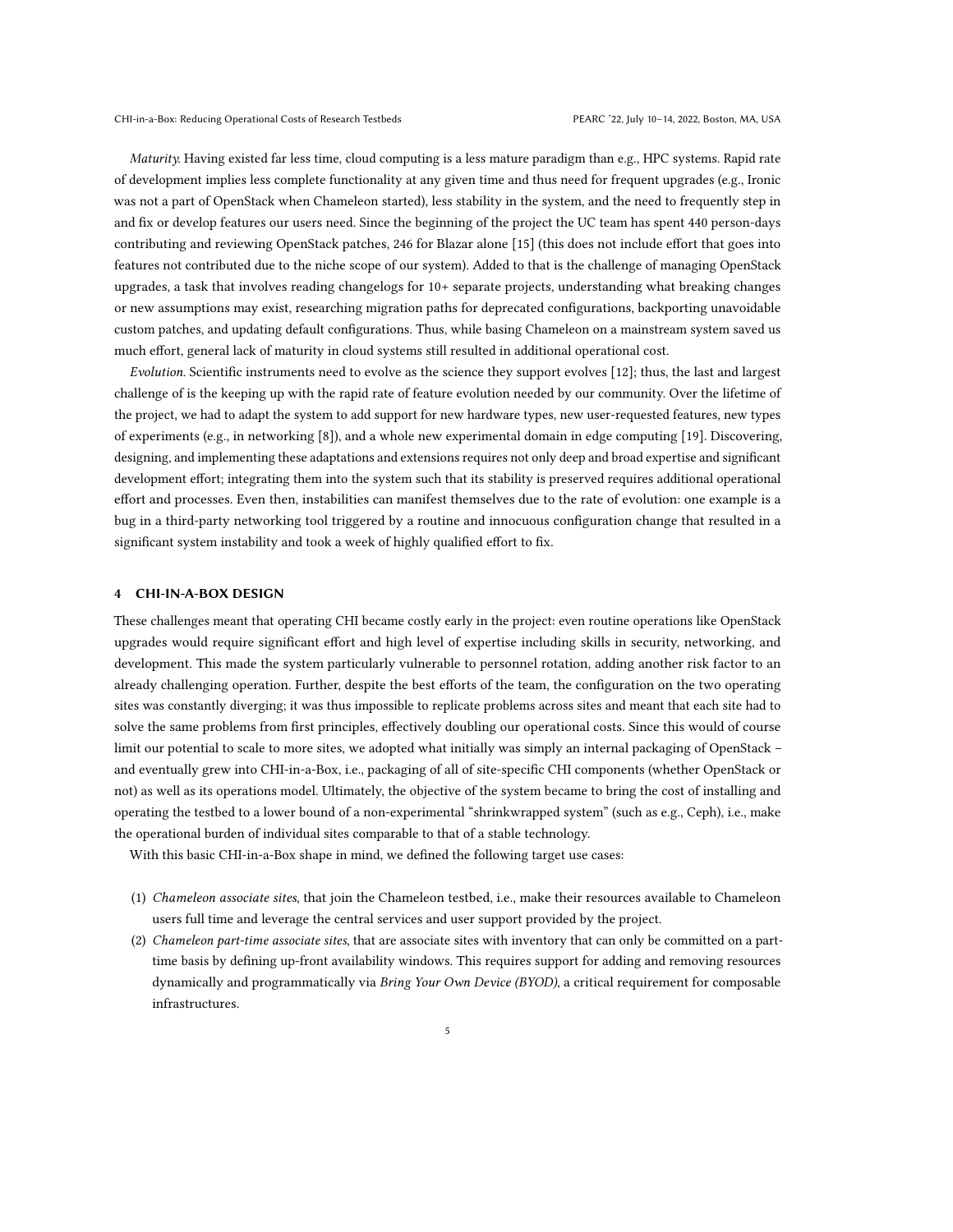*Maturity.* Having existed far less time, cloud computing is a less mature paradigm than e.g., HPC systems. Rapid rate of development implies less complete functionality at any given time and thus need for frequent upgrades (e.g., Ironic was not a part of OpenStack when Chameleon started), less stability in the system, and the need to frequently step in and fix or develop features our users need. Since the beginning of the project the UC team has spent 440 person-days contributing and reviewing OpenStack patches, 246 for Blazar alone [15] (this does not include effort that goes into features not contributed due to the niche scope of our system). Added to that is the challenge of managing OpenStack upgrades, a task that involves reading changelogs for 10+ separate projects, understanding what breaking changes or new assumptions may exist, researching migration paths for deprecated configurations, backporting unavoidable custom patches, and updating default configurations. Thus, while basing Chameleon on a mainstream system saved us much effort, general lack of maturity in cloud systems still resulted in additional operational cost.

*Evolution.* Scientific instruments need to evolve as the science they support evolves [12]; thus, the last and largest challenge of is the keeping up with the rapid rate of feature evolution needed by our community. Over the lifetime of the project, we had to adapt the system to add support for new hardware types, new user-requested features, new types of experiments (e.g., in networking [8]), and a whole new experimental domain in edge computing [19]. Discovering, designing, and implementing these adaptations and extensions requires not only deep and broad expertise and significant development effort; integrating them into the system such that its stability is preserved requires additional operational effort and processes. Even then, instabilities can manifest themselves due to the rate of evolution: one example is a bug in a third-party networking tool triggered by a routine and innocuous configuration change that resulted in a significant system instability and took a week of highly qualified effort to fix.

## 4 CHI-IN-A-BOX DESIGN

These challenges meant that operating CHI became costly early in the project: even routine operations like OpenStack upgrades would require significant effort and high level of expertise including skills in security, networking, and development. This made the system particularly vulnerable to personnel rotation, adding another risk factor to an already challenging operation. Further, despite the best efforts of the team, the configuration on the two operating sites was constantly diverging; it was thus impossible to replicate problems across sites and meant that each site had to solve the same problems from first principles, effectively doubling our operational costs. Since this would of course limit our potential to scale to more sites, we adopted what initially was simply an internal packaging of OpenStack – and eventually grew into CHI-in-a-Box, i.e., packaging of all of site-specific CHI components (whether OpenStack or not) as well as its operations model. Ultimately, the objective of the system became to bring the cost of installing and operating the testbed to a lower bound of a non-experimental "shrinkwrapped system" (such as e.g., Ceph), i.e., make the operational burden of individual sites comparable to that of a stable technology.

With this basic CHI-in-a-Box shape in mind, we defined the following target use cases:

1. *Chameleon associate sites*, that join the Chameleon testbed, i.e., make their resources available to Chameleon users full time and leverage the central services and user support provided by the project.
2. *Chameleon part-time associate sites*, that are associate sites with inventory that can only be committed on a part-time basis by defining up-front availability windows. This requires support for adding and removing resources dynamically and programmatically via *Bring Your Own Device (BYOD)*, a critical requirement for composable infrastructures.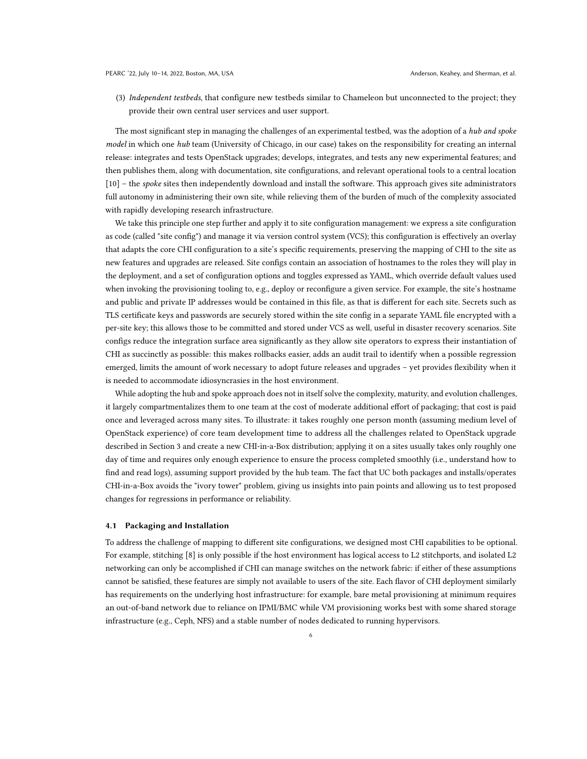(3) *Independent testbeds*, that configure new testbeds similar to Chameleon but unconnected to the project; they provide their own central user services and user support.

The most significant step in managing the challenges of an experimental testbed, was the adoption of a *hub and spoke model* in which one *hub* team (University of Chicago, in our case) takes on the responsibility for creating an internal release: integrates and tests OpenStack upgrades; develops, integrates, and tests any new experimental features; and then publishes them, along with documentation, site configurations, and relevant operational tools to a central location [10] – the *spoke* sites then independently download and install the software. This approach gives site administrators full autonomy in administering their own site, while relieving them of the burden of much of the complexity associated with rapidly developing research infrastructure.

We take this principle one step further and apply it to site configuration management: we express a site configuration as code (called "site config") and manage it via version control system (VCS); this configuration is effectively an overlay that adapts the core CHI configuration to a site's specific requirements, preserving the mapping of CHI to the site as new features and upgrades are released. Site configs contain an association of hostnames to the roles they will play in the deployment, and a set of configuration options and toggles expressed as YAML, which override default values used when invoking the provisioning tooling to, e.g., deploy or reconfigure a given service. For example, the site's hostname and public and private IP addresses would be contained in this file, as that is different for each site. Secrets such as TLS certificate keys and passwords are securely stored within the site config in a separate YAML file encrypted with a per-site key; this allows those to be committed and stored under VCS as well, useful in disaster recovery scenarios. Site configs reduce the integration surface area significantly as they allow site operators to express their instantiation of CHI as succinctly as possible: this makes rollbacks easier, adds an audit trail to identify when a possible regression emerged, limits the amount of work necessary to adopt future releases and upgrades – yet provides flexibility when it is needed to accommodate idiosyncrasies in the host environment.

While adopting the hub and spoke approach does not in itself solve the complexity, maturity, and evolution challenges, it largely compartmentalizes them to one team at the cost of moderate additional effort of packaging; that cost is paid once and leveraged across many sites. To illustrate: it takes roughly one person month (assuming medium level of OpenStack experience) of core team development time to address all the challenges related to OpenStack upgrade described in Section 3 and create a new CHI-in-a-Box distribution; applying it on a sites usually takes only roughly one day of time and requires only enough experience to ensure the process completed smoothly (i.e., understand how to find and read logs), assuming support provided by the hub team. The fact that UC both packages and installs/operates CHI-in-a-Box avoids the "ivory tower" problem, giving us insights into pain points and allowing us to test proposed changes for regressions in performance or reliability.

### 4.1 Packaging and Installation

To address the challenge of mapping to different site configurations, we designed most CHI capabilities to be optional. For example, stitching [8] is only possible if the host environment has logical access to L2 stitchports, and isolated L2 networking can only be accomplished if CHI can manage switches on the network fabric: if either of these assumptions cannot be satisfied, these features are simply not available to users of the site. Each flavor of CHI deployment similarly has requirements on the underlying host infrastructure: for example, bare metal provisioning at minimum requires an out-of-band network due to reliance on IPMI/BMC while VM provisioning works best with some shared storage infrastructure (e.g., Ceph, NFS) and a stable number of nodes dedicated to running hypervisors.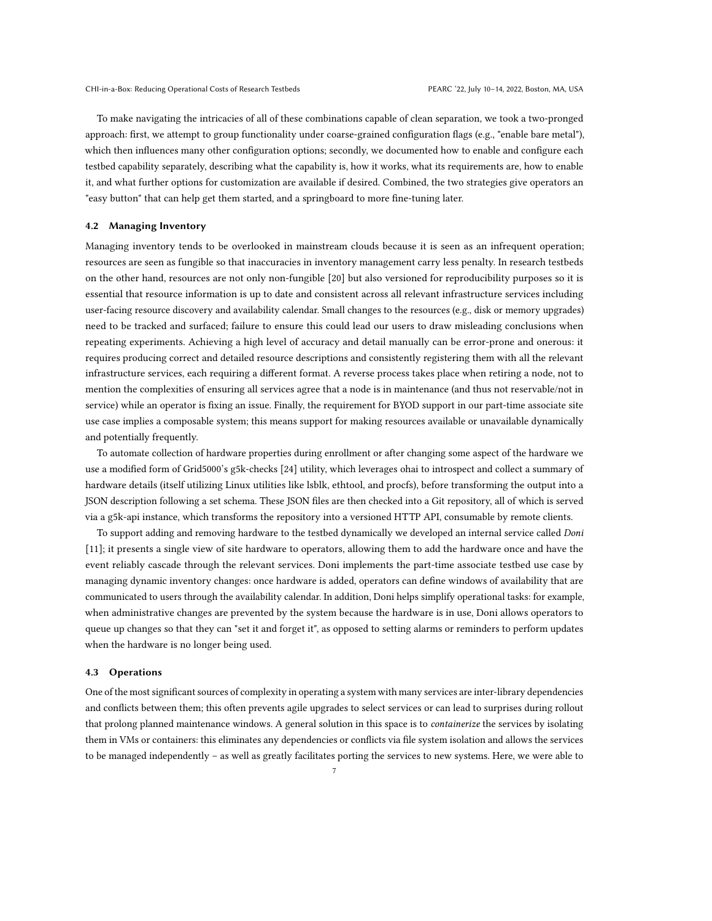To make navigating the intricacies of all of these combinations capable of clean separation, we took a two-pronged approach: first, we attempt to group functionality under coarse-grained configuration flags (e.g., "enable bare metal"), which then influences many other configuration options; secondly, we documented how to enable and configure each testbed capability separately, describing what the capability is, how it works, what its requirements are, how to enable it, and what further options for customization are available if desired. Combined, the two strategies give operators an "easy button" that can help get them started, and a springboard to more fine-tuning later.

### 4.2 Managing Inventory

Managing inventory tends to be overlooked in mainstream clouds because it is seen as an infrequent operation; resources are seen as fungible so that inaccuracies in inventory management carry less penalty. In research testbeds on the other hand, resources are not only non-fungible [20] but also versioned for reproducibility purposes so it is essential that resource information is up to date and consistent across all relevant infrastructure services including user-facing resource discovery and availability calendar. Small changes to the resources (e.g., disk or memory upgrades) need to be tracked and surfaced; failure to ensure this could lead our users to draw misleading conclusions when repeating experiments. Achieving a high level of accuracy and detail manually can be error-prone and onerous: it requires producing correct and detailed resource descriptions and consistently registering them with all the relevant infrastructure services, each requiring a different format. A reverse process takes place when retiring a node, not to mention the complexities of ensuring all services agree that a node is in maintenance (and thus not reservable/not in service) while an operator is fixing an issue. Finally, the requirement for BYOD support in our part-time associate site use case implies a composable system; this means support for making resources available or unavailable dynamically and potentially frequently.

To automate collection of hardware properties during enrollment or after changing some aspect of the hardware we use a modified form of Grid5000's g5k-checks [24] utility, which leverages ohai to introspect and collect a summary of hardware details (itself utilizing Linux utilities like lsblk, ethtool, and procfs), before transforming the output into a JSON description following a set schema. These JSON files are then checked into a Git repository, all of which is served via a g5k-api instance, which transforms the repository into a versioned HTTP API, consumable by remote clients.

To support adding and removing hardware to the testbed dynamically we developed an internal service called *Doni* [11]; it presents a single view of site hardware to operators, allowing them to add the hardware once and have the event reliably cascade through the relevant services. Doni implements the part-time associate testbed use case by managing dynamic inventory changes: once hardware is added, operators can define windows of availability that are communicated to users through the availability calendar. In addition, Doni helps simplify operational tasks: for example, when administrative changes are prevented by the system because the hardware is in use, Doni allows operators to queue up changes so that they can "set it and forget it", as opposed to setting alarms or reminders to perform updates when the hardware is no longer being used.

### 4.3 Operations

One of the most significant sources of complexity in operating a system with many services are inter-library dependencies and conflicts between them; this often prevents agile upgrades to select services or can lead to surprises during rollout that prolong planned maintenance windows. A general solution in this space is to *containerize* the services by isolating them in VMs or containers: this eliminates any dependencies or conflicts via file system isolation and allows the services to be managed independently – as well as greatly facilitates porting the services to new systems. Here, we were able to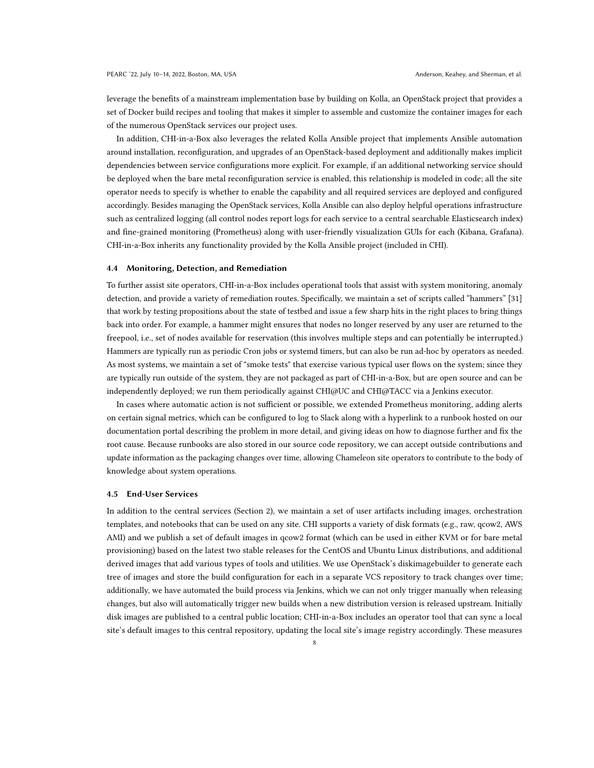leverage the benefits of a mainstream implementation base by building on Kolla, an OpenStack project that provides a set of Docker build recipes and tooling that makes it simpler to assemble and customize the container images for each of the numerous OpenStack services our project uses.

In addition, CHI-in-a-Box also leverages the related Kolla Ansible project that implements Ansible automation around installation, reconfiguration, and upgrades of an OpenStack-based deployment and additionally makes implicit dependencies between service configurations more explicit. For example, if an additional networking service should be deployed when the bare metal reconfiguration service is enabled, this relationship is modeled in code; all the site operator needs to specify is whether to enable the capability and all required services are deployed and configured accordingly. Besides managing the OpenStack services, Kolla Ansible can also deploy helpful operations infrastructure such as centralized logging (all control nodes report logs for each service to a central searchable Elasticsearch index) and fine-grained monitoring (Prometheus) along with user-friendly visualization GUIs for each (Kibana, Grafana). CHI-in-a-Box inherits any functionality provided by the Kolla Ansible project (included in CHI).

### 4.4 Monitoring, Detection, and Remediation

To further assist site operators, CHI-in-a-Box includes operational tools that assist with system monitoring, anomaly detection, and provide a variety of remediation routes. Specifically, we maintain a set of scripts called "hammers" [31] that work by testing propositions about the state of testbed and issue a few sharp hits in the right places to bring things back into order. For example, a hammer might ensures that nodes no longer reserved by any user are returned to the freepool, i.e., set of nodes available for reservation (this involves multiple steps and can potentially be interrupted.) Hammers are typically run as periodic Cron jobs or systemd timers, but can also be run ad-hoc by operators as needed. As most systems, we maintain a set of "smoke tests" that exercise various typical user flows on the system; since they are typically run outside of the system, they are not packaged as part of CHI-in-a-Box, but are open source and can be independently deployed; we run them periodically against CHI@UC and CHI@TACC via a Jenkins executor.

In cases where automatic action is not sufficient or possible, we extended Prometheus monitoring, adding alerts on certain signal metrics, which can be configured to log to Slack along with a hyperlink to a runbook hosted on our documentation portal describing the problem in more detail, and giving ideas on how to diagnose further and fix the root cause. Because runbooks are also stored in our source code repository, we can accept outside contributions and update information as the packaging changes over time, allowing Chameleon site operators to contribute to the body of knowledge about system operations.

### 4.5 End-User Services

In addition to the central services (Section 2), we maintain a set of user artifacts including images, orchestration templates, and notebooks that can be used on any site. CHI supports a variety of disk formats (e.g., raw, qcow2, AWS AMI) and we publish a set of default images in qcow2 format (which can be used in either KVM or for bare metal provisioning) based on the latest two stable releases for the CentOS and Ubuntu Linux distributions, and additional derived images that add various types of tools and utilities. We use OpenStack's diskimagebuilder to generate each tree of images and store the build configuration for each in a separate VCS repository to track changes over time; additionally, we have automated the build process via Jenkins, which we can not only trigger manually when releasing changes, but also will automatically trigger new builds when a new distribution version is released upstream. Initially disk images are published to a central public location; CHI-in-a-Box includes an operator tool that can sync a local site's default images to this central repository, updating the local site's image registry accordingly. These measures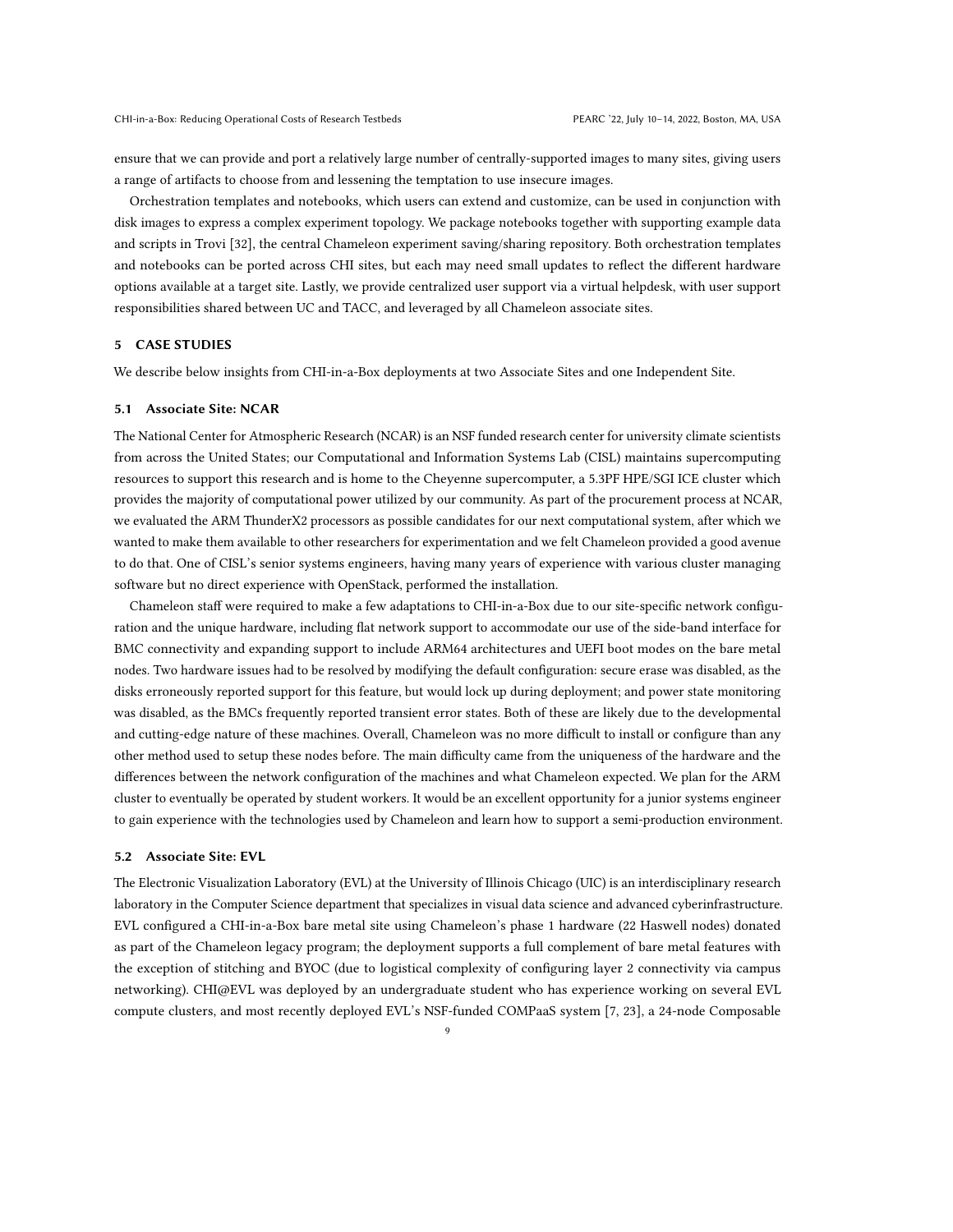ensure that we can provide and port a relatively large number of centrally-supported images to many sites, giving users a range of artifacts to choose from and lessening the temptation to use insecure images.

Orchestration templates and notebooks, which users can extend and customize, can be used in conjunction with disk images to express a complex experiment topology. We package notebooks together with supporting example data and scripts in Trovi [32], the central Chameleon experiment saving/sharing repository. Both orchestration templates and notebooks can be ported across CHI sites, but each may need small updates to reflect the different hardware options available at a target site. Lastly, we provide centralized user support via a virtual helpdesk, with user support responsibilities shared between UC and TACC, and leveraged by all Chameleon associate sites.

## 5 CASE STUDIES

We describe below insights from CHI-in-a-Box deployments at two Associate Sites and one Independent Site.

### 5.1 Associate Site: NCAR

The National Center for Atmospheric Research (NCAR) is an NSF funded research center for university climate scientists from across the United States; our Computational and Information Systems Lab (CISL) maintains supercomputing resources to support this research and is home to the Cheyenne supercomputer, a 5.3PF HPE/SGI ICE cluster which provides the majority of computational power utilized by our community. As part of the procurement process at NCAR, we evaluated the ARM ThunderX2 processors as possible candidates for our next computational system, after which we wanted to make them available to other researchers for experimentation and we felt Chameleon provided a good avenue to do that. One of CISL's senior systems engineers, having many years of experience with various cluster managing software but no direct experience with OpenStack, performed the installation.

Chameleon staff were required to make a few adaptations to CHI-in-a-Box due to our site-specific network configuration and the unique hardware, including flat network support to accommodate our use of the side-band interface for BMC connectivity and expanding support to include ARM64 architectures and UEFI boot modes on the bare metal nodes. Two hardware issues had to be resolved by modifying the default configuration: secure erase was disabled, as the disks erroneously reported support for this feature, but would lock up during deployment; and power state monitoring was disabled, as the BMCs frequently reported transient error states. Both of these are likely due to the developmental and cutting-edge nature of these machines. Overall, Chameleon was no more difficult to install or configure than any other method used to setup these nodes before. The main difficulty came from the uniqueness of the hardware and the differences between the network configuration of the machines and what Chameleon expected. We plan for the ARM cluster to eventually be operated by student workers. It would be an excellent opportunity for a junior systems engineer to gain experience with the technologies used by Chameleon and learn how to support a semi-production environment.

### 5.2 Associate Site: EVL

The Electronic Visualization Laboratory (EVL) at the University of Illinois Chicago (UIC) is an interdisciplinary research laboratory in the Computer Science department that specializes in visual data science and advanced cyberinfrastructure. EVL configured a CHI-in-a-Box bare metal site using Chameleon's phase 1 hardware (22 Haswell nodes) donated as part of the Chameleon legacy program; the deployment supports a full complement of bare metal features with the exception of stitching and BYOC (due to logistical complexity of configuring layer 2 connectivity via campus networking). CHI@EVL was deployed by an undergraduate student who has experience working on several EVL compute clusters, and most recently deployed EVL's NSF-funded COMPaaS system [7, 23], a 24-node Composable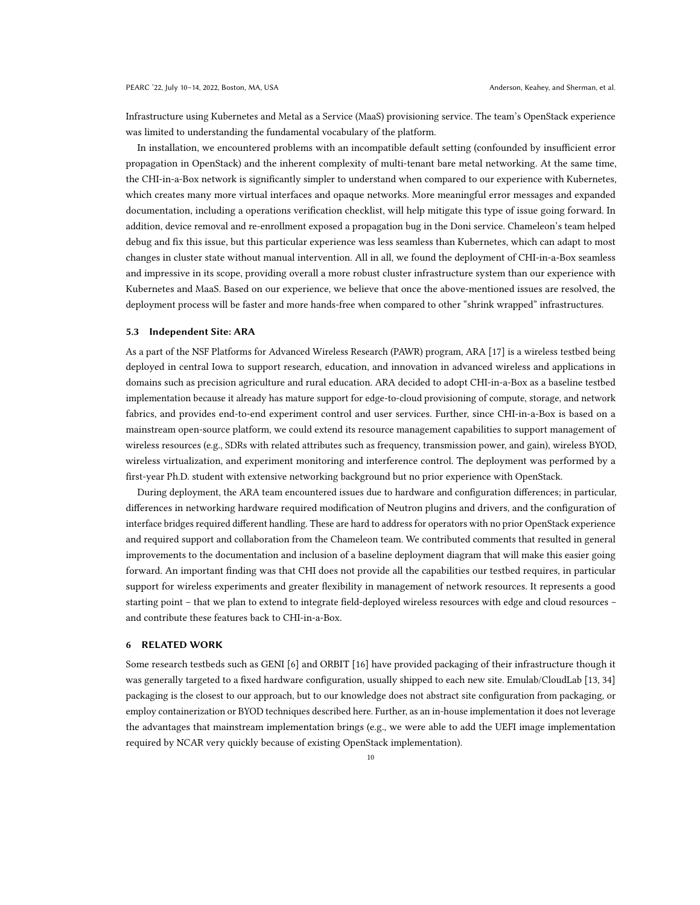Infrastructure using Kubernetes and Metal as a Service (MaaS) provisioning service. The team's OpenStack experience was limited to understanding the fundamental vocabulary of the platform.

In installation, we encountered problems with an incompatible default setting (confounded by insufficient error propagation in OpenStack) and the inherent complexity of multi-tenant bare metal networking. At the same time, the CHI-in-a-Box network is significantly simpler to understand when compared to our experience with Kubernetes, which creates many more virtual interfaces and opaque networks. More meaningful error messages and expanded documentation, including a operations verification checklist, will help mitigate this type of issue going forward. In addition, device removal and re-enrollment exposed a propagation bug in the Doni service. Chameleon's team helped debug and fix this issue, but this particular experience was less seamless than Kubernetes, which can adapt to most changes in cluster state without manual intervention. All in all, we found the deployment of CHI-in-a-Box seamless and impressive in its scope, providing overall a more robust cluster infrastructure system than our experience with Kubernetes and MaaS. Based on our experience, we believe that once the above-mentioned issues are resolved, the deployment process will be faster and more hands-free when compared to other "shrink wrapped" infrastructures.

### 5.3 Independent Site: ARA

As a part of the NSF Platforms for Advanced Wireless Research (PAWR) program, ARA [17] is a wireless testbed being deployed in central Iowa to support research, education, and innovation in advanced wireless and applications in domains such as precision agriculture and rural education. ARA decided to adopt CHI-in-a-Box as a baseline testbed implementation because it already has mature support for edge-to-cloud provisioning of compute, storage, and network fabrics, and provides end-to-end experiment control and user services. Further, since CHI-in-a-Box is based on a mainstream open-source platform, we could extend its resource management capabilities to support management of wireless resources (e.g., SDRs with related attributes such as frequency, transmission power, and gain), wireless BYOD, wireless virtualization, and experiment monitoring and interference control. The deployment was performed by a first-year Ph.D. student with extensive networking background but no prior experience with OpenStack.

During deployment, the ARA team encountered issues due to hardware and configuration differences; in particular, differences in networking hardware required modification of Neutron plugins and drivers, and the configuration of interface bridges required different handling. These are hard to address for operators with no prior OpenStack experience and required support and collaboration from the Chameleon team. We contributed comments that resulted in general improvements to the documentation and inclusion of a baseline deployment diagram that will make this easier going forward. An important finding was that CHI does not provide all the capabilities our testbed requires, in particular support for wireless experiments and greater flexibility in management of network resources. It represents a good starting point – that we plan to extend to integrate field-deployed wireless resources with edge and cloud resources – and contribute these features back to CHI-in-a-Box.

## 6 RELATED WORK

Some research testbeds such as GENI [6] and ORBIT [16] have provided packaging of their infrastructure though it was generally targeted to a fixed hardware configuration, usually shipped to each new site. Emulab/CloudLab [13, 34] packaging is the closest to our approach, but to our knowledge does not abstract site configuration from packaging, or employ containerization or BYOD techniques described here. Further, as an in-house implementation it does not leverage the advantages that mainstream implementation brings (e.g., we were able to add the UEFI image implementation required by NCAR very quickly because of existing OpenStack implementation).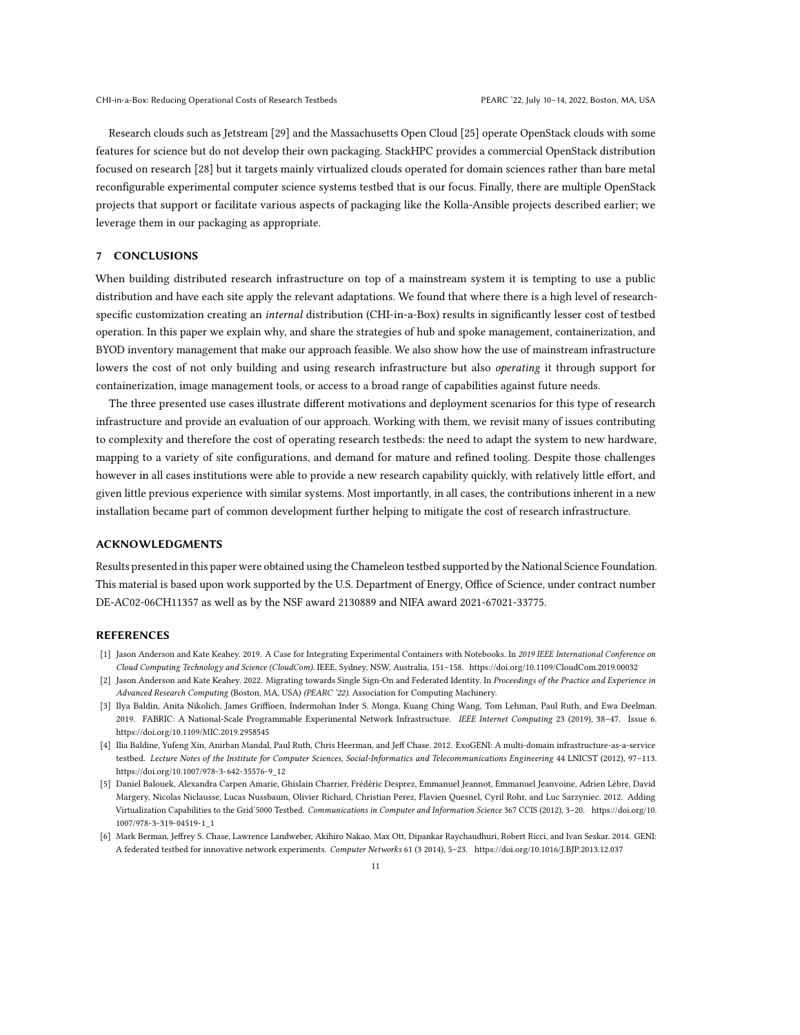Research clouds such as Jetstream [29] and the Massachusetts Open Cloud [25] operate OpenStack clouds with some features for science but do not develop their own packaging. StackHPC provides a commercial OpenStack distribution focused on research [28] but it targets mainly virtualized clouds operated for domain sciences rather than bare metal reconfigurable experimental computer science systems testbed that is our focus. Finally, there are multiple OpenStack projects that support or facilitate various aspects of packaging like the Kolla-Ansible projects described earlier; we leverage them in our packaging as appropriate.

## 7 CONCLUSIONS

When building distributed research infrastructure on top of a mainstream system it is tempting to use a public distribution and have each site apply the relevant adaptations. We found that where there is a high level of research-specific customization creating an *internal* distribution (CHI-in-a-Box) results in significantly lesser cost of testbed operation. In this paper we explain why, and share the strategies of hub and spoke management, containerization, and BYOD inventory management that make our approach feasible. We also show how the use of mainstream infrastructure lowers the cost of not only building and using research infrastructure but also *operating* it through support for containerization, image management tools, or access to a broad range of capabilities against future needs.

The three presented use cases illustrate different motivations and deployment scenarios for this type of research infrastructure and provide an evaluation of our approach. Working with them, we revisit many of issues contributing to complexity and therefore the cost of operating research testbeds: the need to adapt the system to new hardware, mapping to a variety of site configurations, and demand for mature and refined tooling. Despite those challenges however in all cases institutions were able to provide a new research capability quickly, with relatively little effort, and given little previous experience with similar systems. Most importantly, in all cases, the contributions inherent in a new installation became part of common development further helping to mitigate the cost of research infrastructure.

## ACKNOWLEDGMENTS

Results presented in this paper were obtained using the Chameleon testbed supported by the National Science Foundation. This material is based upon work supported by the U.S. Department of Energy, Office of Science, under contract number DE-AC02-06CH11357 as well as by the NSF award 2130889 and NIFA award 2021-67021-33775.

## REFERENCES

- [1] Jason Anderson and Kate Keahey. 2019. A Case for Integrating Experimental Containers with Notebooks. In *2019 IEEE International Conference on Cloud Computing Technology and Science (CloudCom)*. IEEE, Sydney, NSW, Australia, 151–158. https://doi.org/10.1109/CloudCom.2019.00032
- [2] Jason Anderson and Kate Keahey. 2022. Migrating towards Single Sign-On and Federated Identity. In *Proceedings of the Practice and Experience in Advanced Research Computing* (Boston, MA, USA) *(PEARC '22)*. Association for Computing Machinery.
- [3] Ilya Baldin, Anita Nikolich, James Griffioen, Indermohan Inder S. Monga, Kuang Ching Wang, Tom Lehman, Paul Ruth, and Ewa Deelman. 2019. FABRIC: A National-Scale Programmable Experimental Network Infrastructure. *IEEE Internet Computing* 23 (2019), 38–47. Issue 6. https://doi.org/10.1109/MIC.2019.2958545
- [4] Ilia Baldine, Yufeng Xin, Anirban Mandal, Paul Ruth, Chris Heerman, and Jeff Chase. 2012. ExoGENI: A multi-domain infrastructure-as-a-service testbed. *Lecture Notes of the Institute for Computer Sciences, Social-Informatics and Telecommunications Engineering* 44 LNICST (2012), 97–113. https://doi.org/10.1007/978-3-642-35576-9_12
- [5] Daniel Balouek, Alexandra Carpen Amarie, Ghislain Charrier, Frédéric Desprez, Emmanuel Jeannot, Emmanuel Jeanvoine, Adrien Lèbre, David Margery, Nicolas Niclausse, Lucas Nussbaum, Olivier Richard, Christian Perez, Flavien Quesnel, Cyril Rohr, and Luc Sarzyniec. 2012. Adding Virtualization Capabilities to the Grid'5000 Testbed. *Communications in Computer and Information Science* 367 CCIS (2012), 3–20. https://doi.org/10.1007/978-3-319-04519-1_1
- [6] Mark Berman, Jeffrey S. Chase, Lawrence Landweber, Akihiro Nakao, Max Ott, Dipankar Raychaudhuri, Robert Ricci, and Ivan Seskar. 2014. GENI: A federated testbed for innovative network experiments. *Computer Networks* 61 (3 2014), 5–23. https://doi.org/10.1016/J.BJP.2013.12.037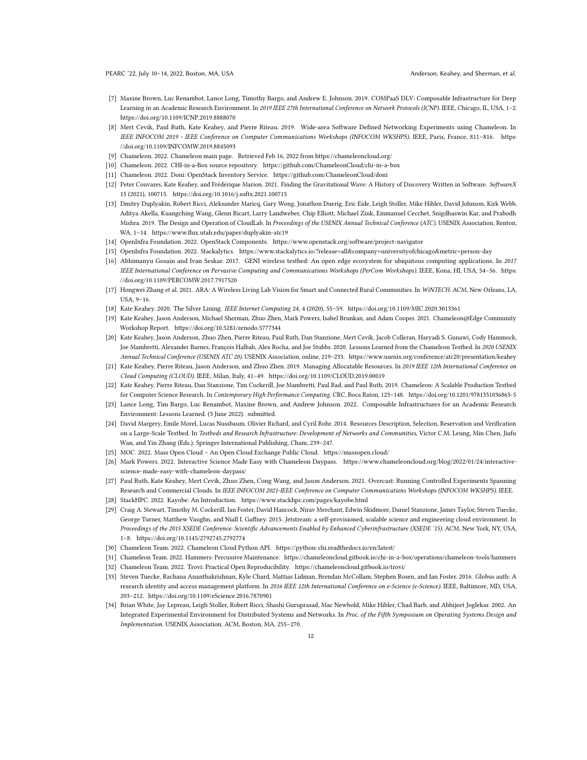- [7] Maxine Brown, Luc Renambot, Lance Long, Timothy Bargo, and Andrew E. Johnson. 2019. COMPaaS DLV: Composable Infrastructure for Deep Learning in an Academic Research Environment. In *2019 IEEE 27th International Conference on Network Protocols (ICNP)*. IEEE, Chicago, IL, USA, 1–2. https://doi.org/10.1109/ICNP.2019.8888070
- [8] Mert Cevik, Paul Ruth, Kate Keahey, and Pierre Riteau. 2019. Wide-area Software Defined Networking Experiments using Chameleon. In *IEEE INFOCOM 2019 - IEEE Conference on Computer Communications Workshops (INFOCOM WKSHPS)*. IEEE, Paris, France, 811–816. https://doi.org/10.1109/INFCOMW.2019.8845093
- [9] Chameleon. 2022. Chameleon main page. Retrieved Feb 16, 2022 from https://chameleoncloud.org/
- [10] Chameleon. 2022. CHI-in-a-Box source repository. https://github.com/ChameleonCloud/chi-in-a-box
- [11] Chameleon. 2022. Doni: OpenStack Inventory Service. https://github.com/ChameleonCloud/doni
- [12] Peter Couvares, Kate Keahey, and Frédérique Marion. 2021. Finding the Gravitational Wave: A History of Discovery Written in Software. *SoftwareX* 15 (2021), 100715. https://doi.org/10.1016/j.softx.2021.100715
- [13] Dmitry Duplyakin, Robert Ricci, Aleksander Maricq, Gary Wong, Jonathon Duerig, Eric Eide, Leigh Stoller, Mike Hibler, David Johnson, Kirk Webb, Aditya Akella, Kuangching Wang, Glenn Ricart, Larry Landweber, Chip Elliott, Michael Zink, Emmanuel Cecchet, Snigdhaswin Kar, and Prabodh Mishra. 2019. The Design and Operation of CloudLab. In *Proceedings of the USENIX Annual Technical Conference (ATC)*. USENIX Association, Renton, WA, 1–14. https://www.flux.utah.edu/paper/duplyakin-atc19
- [14] OpenInfra Foundation. 2022. OpenStack Components. https://www.openstack.org/software/project-navigator
- [15] OpenInfra Foundation. 2022. Stackalytics. https://www.stackalytics.io/?release=all&company=universityofchicago&metric=person-day
- [16] Abhimanyu Gosain and Ivan Seskar. 2017. GENI wireless testbed: An open edge ecosystem for ubiquitous computing applications. In *2017 IEEE International Conference on Pervasive Computing and Communications Workshops (PerCom Workshops)*. IEEE, Kona, HI, USA, 54–56. https://doi.org/10.1109/PERCOMW.2017.7917520
- [17] Hongwei Zhang et al. 2021. ARA: A Wireless Living Lab Vision for Smart and Connected Rural Communities. In *WiNTECH*. ACM, New Orleans, LA, USA, 9–16.
- [18] Kate Keahey. 2020. The Silver Lining. *IEEE Internet Computing* 24, 4 (2020), 55–59. https://doi.org/10.1109/MIC.2020.3013361
- [19] Kate Keahey, Jason Anderson, Michael Sherman, Zhuo Zhen, Mark Powers, Isabel Brunkan, and Adam Cooper. 2021. Chameleon@Edge Community Workshop Report. https://doi.org/10.5281/zenodo.5777344
- [20] Kate Keahey, Jason Anderson, Zhuo Zhen, Pierre Riteau, Paul Ruth, Dan Stanzione, Mert Cevik, Jacob Colleran, Haryadi S. Gunawi, Cody Hammock, Joe Mambretti, Alexander Barnes, François Halbah, Alex Rocha, and Joe Stubbs. 2020. Lessons Learned from the Chameleon Testbed. In *2020 USENIX Annual Technical Conference (USENIX ATC 20)*. USENIX Association, online, 219–233. https://www.usenix.org/conference/atc20/presentation/keahey
- [21] Kate Keahey, Pierre Riteau, Jason Anderson, and Zhuo Zhen. 2019. Managing Allocatable Resources. In *2019 IEEE 12th International Conference on Cloud Computing (CLOUD)*. IEEE, Milan, Italy, 41–49. https://doi.org/10.1109/CLOUD.2019.00019
- [22] Kate Keahey, Pierre Riteau, Dan Stanzione, Tim Cockerill, Joe Mambretti, Paul Rad, and Paul Ruth. 2019. Chameleon: A Scalable Production Testbed for Computer Science Research. In *Contemporary High Performance Computing*. CRC, Boca Raton, 123–148. https://doi.org/10.1201/9781351036863-5
- [23] Lance Long, Tim Bargo, Luc Renambot, Maxine Brown, and Andrew Johnson. 2022. Composable Infrastructures for an Academic Research Environment: Lessons Learned. (3 June 2022). submitted.
- [24] David Margery, Emile Morel, Lucas Nussbaum, Olivier Richard, and Cyril Rohr. 2014. Resources Description, Selection, Reservation and Verification on a Large-Scale Testbed. In *Testbeds and Research Infrastructure: Development of Networks and Communities*, Victor C.M. Leung, Min Chen, Jiafu Wan, and Yin Zhang (Eds.). Springer International Publishing, Cham, 239–247.
- [25] MOC. 2022. Mass Open Cloud – An Open Cloud Exchange Public Cloud. https://massopen.cloud/
- [26] Mark Powers. 2022. Interactive Science Made Easy with Chameleon Daypass. https://www.chameleoncloud.org/blog/2022/01/24/interactive-science-made-easy-with-chameleon-daypass/
- [27] Paul Ruth, Kate Keahey, Mert Cevik, Zhuo Zhen, Cong Wang, and Jason Anderson. 2021. Overcast: Running Controlled Experiments Spanning Research and Commercial Clouds. In *IEEE INFOCOM 2021-IEEE Conference on Computer Communications Workshops (INFOCOM WKSHPS)*. IEEE.
- [28] StackHPC. 2022. Kayobe: An Introduction. https://www.stackhpc.com/pages/kayobe.html
- [29] Craig A. Stewart, Timothy M. Cockerill, Ian Foster, David Hancock, Nirav Merchant, Edwin Skidmore, Daniel Stanzione, James Taylor, Steven Tuecke, George Turner, Matthew Vaughn, and Niall I. Gaffney. 2015. Jetstream: a self-provisioned, scalable science and engineering cloud environment. In *Proceedings of the 2015 XSEDE Conference: Scientific Advancements Enabled by Enhanced Cyberinfrastructure (XSEDE '15)*. ACM, New York, NY, USA, 1–8. https://doi.org/10.1145/2792745.2792774
- [30] Chameleon Team. 2022. Chameleon Cloud Python API. https://python-chi.readthedocs.io/en/latest/
- [31] Chameleon Team. 2022. Hammers: Percussive Maintenance. https://chameleoncloud.gitbook.io/chi-in-a-box/operations/chameleon-tools/hammers
- [32] Chameleon Team. 2022. Trovi: Practical Open Reproducibility. https://chameleoncloud.gitbook.io/trovi/
- [33] Steven Tuecke, Rachana Ananthakrishnan, Kyle Chard, Mattias Lidman, Brendan McCollam, Stephen Rosen, and Ian Foster. 2016. Globus auth: A research identity and access management platform. In *2016 IEEE 12th International Conference on e-Science (e-Science)*. IEEE, Baltimore, MD, USA, 203–212. https://doi.org/10.1109/eScience.2016.7870901
- [34] Brian White, Jay Lepreau, Leigh Stoller, Robert Ricci, Shashi Guruprasad, Mac Newbold, Mike Hibler, Chad Barb, and Abhijeet Joglekar. 2002. An Integrated Experimental Environment for Distributed Systems and Networks. In *Proc. of the Fifth Symposium on Operating Systems Design and Implementation*. USENIX Association, ACM, Boston, MA, 255–270.